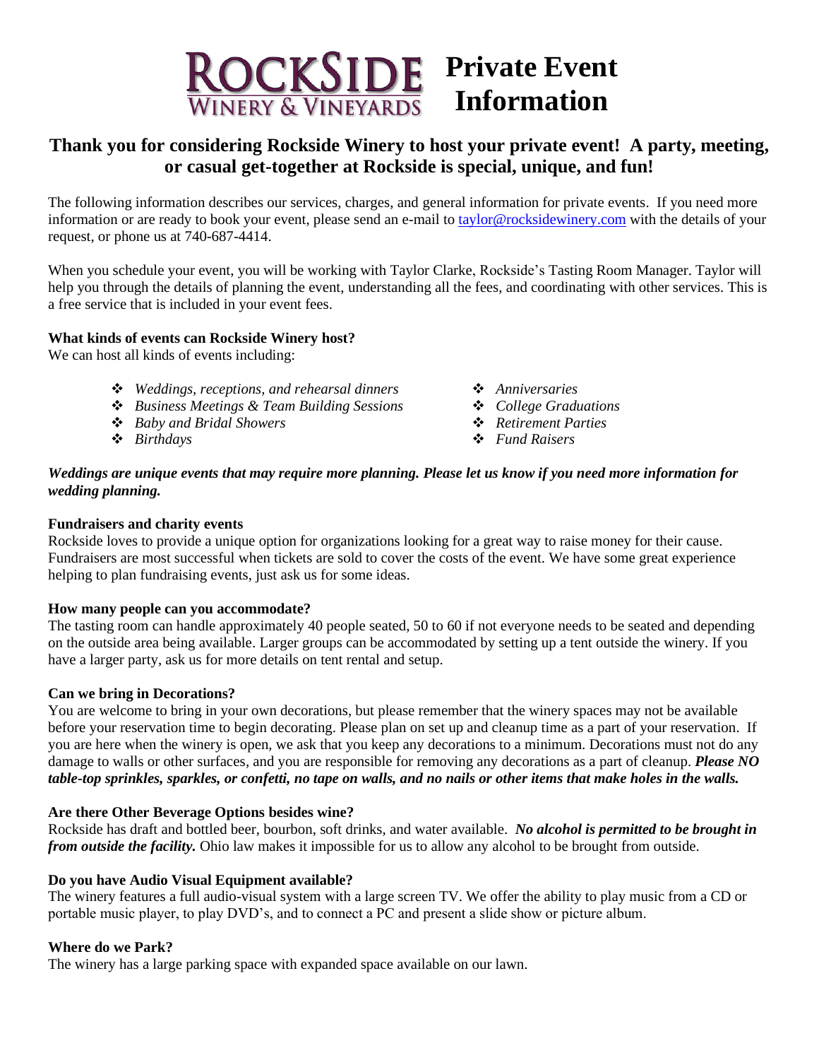# ROCKSIDE WINERY & VINEYARDS — Private Event Information

## Thank you for considering Rockside Winery to host your private event! A party, meeting, or casual get-together at Rockside is special, unique, and fun!

The following information describes our services, charges, and general information for private events. If you need more information or are ready to book your event, please send an e-mail to taylor@rocksidewinery.com with the details of your request, or phone us at 740-687-4414.

When you schedule your event, you will be working with Taylor Clarke, Rockside's Tasting Room Manager. Taylor will help you through the details of planning the event, understanding all the fees, and coordinating with other services. This is a free service that is included in your event fees.

**What kinds of events can Rockside Winery host?**

We can host all kinds of events including:

- *Weddings, receptions, and rehearsal dinners*
- *Business Meetings & Team Building Sessions*
- *Baby and Bridal Showers*
- *Birthdays*
- *Anniversaries*
- *College Graduations*
- *Retirement Parties*
- *Fund Raisers*

***Weddings are unique events that may require more planning. Please let us know if you need more information for wedding planning.***

**Fundraisers and charity events**

Rockside loves to provide a unique option for organizations looking for a great way to raise money for their cause. Fundraisers are most successful when tickets are sold to cover the costs of the event. We have some great experience helping to plan fundraising events, just ask us for some ideas.

**How many people can you accommodate?**

The tasting room can handle approximately 40 people seated, 50 to 60 if not everyone needs to be seated and depending on the outside area being available. Larger groups can be accommodated by setting up a tent outside the winery. If you have a larger party, ask us for more details on tent rental and setup.

**Can we bring in Decorations?**

You are welcome to bring in your own decorations, but please remember that the winery spaces may not be available before your reservation time to begin decorating. Please plan on set up and cleanup time as a part of your reservation. If you are here when the winery is open, we ask that you keep any decorations to a minimum. Decorations must not do any damage to walls or other surfaces, and you are responsible for removing any decorations as a part of cleanup. ***Please NO table-top sprinkles, sparkles, or confetti, no tape on walls, and no nails or other items that make holes in the walls.***

**Are there Other Beverage Options besides wine?**

Rockside has draft and bottled beer, bourbon, soft drinks, and water available. ***No alcohol is permitted to be brought in from outside the facility.*** Ohio law makes it impossible for us to allow any alcohol to be brought from outside.

**Do you have Audio Visual Equipment available?**

The winery features a full audio-visual system with a large screen TV. We offer the ability to play music from a CD or portable music player, to play DVD's, and to connect a PC and present a slide show or picture album.

**Where do we Park?**

The winery has a large parking space with expanded space available on our lawn.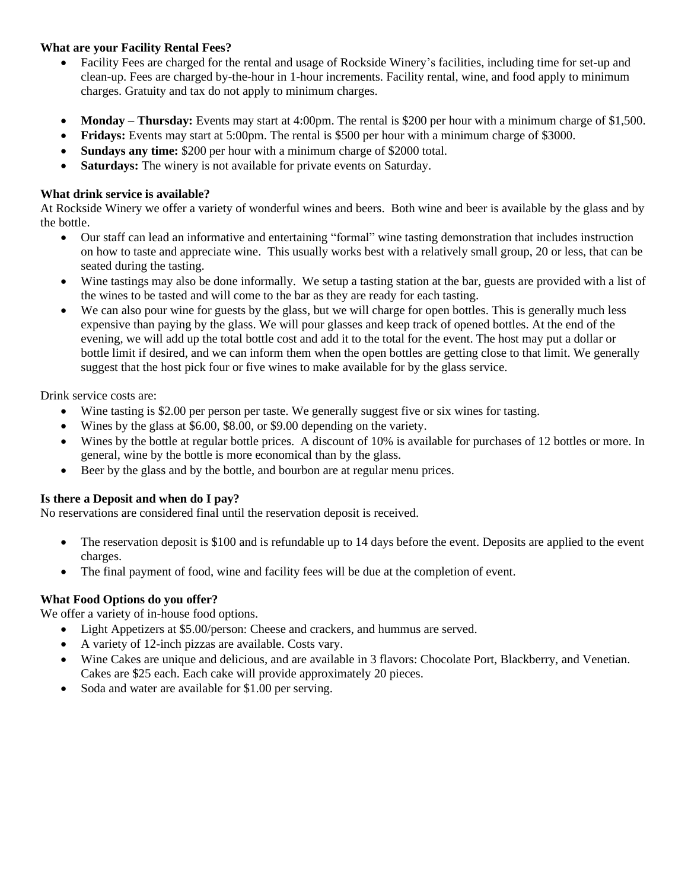**What are your Facility Rental Fees?**

- Facility Fees are charged for the rental and usage of Rockside Winery's facilities, including time for set-up and clean-up. Fees are charged by-the-hour in 1-hour increments. Facility rental, wine, and food apply to minimum charges. Gratuity and tax do not apply to minimum charges.

- **Monday – Thursday:** Events may start at 4:00pm. The rental is $200 per hour with a minimum charge of $1,500.
- **Fridays:** Events may start at 5:00pm. The rental is $500 per hour with a minimum charge of $3000.
- **Sundays any time:** $200 per hour with a minimum charge of $2000 total.
- **Saturdays:** The winery is not available for private events on Saturday.

**What drink service is available?**

At Rockside Winery we offer a variety of wonderful wines and beers. Both wine and beer is available by the glass and by the bottle.

- Our staff can lead an informative and entertaining "formal" wine tasting demonstration that includes instruction on how to taste and appreciate wine. This usually works best with a relatively small group, 20 or less, that can be seated during the tasting.
- Wine tastings may also be done informally. We setup a tasting station at the bar, guests are provided with a list of the wines to be tasted and will come to the bar as they are ready for each tasting.
- We can also pour wine for guests by the glass, but we will charge for open bottles. This is generally much less expensive than paying by the glass. We will pour glasses and keep track of opened bottles. At the end of the evening, we will add up the total bottle cost and add it to the total for the event. The host may put a dollar or bottle limit if desired, and we can inform them when the open bottles are getting close to that limit. We generally suggest that the host pick four or five wines to make available for by the glass service.

Drink service costs are:

- Wine tasting is $2.00 per person per taste. We generally suggest five or six wines for tasting.
- Wines by the glass at $6.00, $8.00, or $9.00 depending on the variety.
- Wines by the bottle at regular bottle prices. A discount of 10% is available for purchases of 12 bottles or more. In general, wine by the bottle is more economical than by the glass.
- Beer by the glass and by the bottle, and bourbon are at regular menu prices.

**Is there a Deposit and when do I pay?**

No reservations are considered final until the reservation deposit is received.

- The reservation deposit is $100 and is refundable up to 14 days before the event. Deposits are applied to the event charges.
- The final payment of food, wine and facility fees will be due at the completion of event.

**What Food Options do you offer?**

We offer a variety of in-house food options.

- Light Appetizers at $5.00/person: Cheese and crackers, and hummus are served.
- A variety of 12-inch pizzas are available. Costs vary.
- Wine Cakes are unique and delicious, and are available in 3 flavors: Chocolate Port, Blackberry, and Venetian. Cakes are $25 each. Each cake will provide approximately 20 pieces.
- Soda and water are available for $1.00 per serving.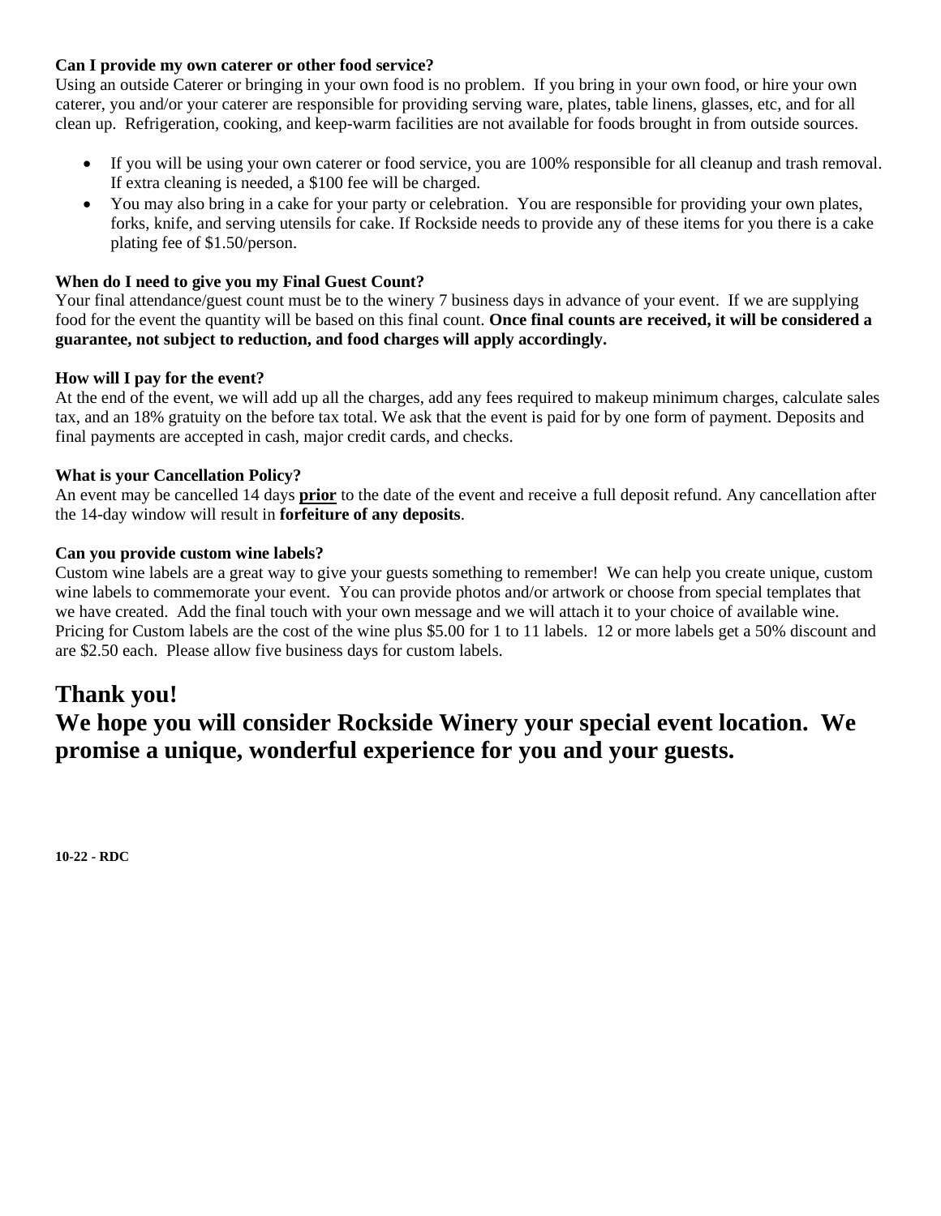**Can I provide my own caterer or other food service?**

Using an outside Caterer or bringing in your own food is no problem. If you bring in your own food, or hire your own caterer, you and/or your caterer are responsible for providing serving ware, plates, table linens, glasses, etc, and for all clean up. Refrigeration, cooking, and keep-warm facilities are not available for foods brought in from outside sources.

- If you will be using your own caterer or food service, you are 100% responsible for all cleanup and trash removal. If extra cleaning is needed, a $100 fee will be charged.
- You may also bring in a cake for your party or celebration. You are responsible for providing your own plates, forks, knife, and serving utensils for cake. If Rockside needs to provide any of these items for you there is a cake plating fee of $1.50/person.

**When do I need to give you my Final Guest Count?**

Your final attendance/guest count must be to the winery 7 business days in advance of your event. If we are supplying food for the event the quantity will be based on this final count. **Once final counts are received, it will be considered a guarantee, not subject to reduction, and food charges will apply accordingly.**

**How will I pay for the event?**

At the end of the event, we will add up all the charges, add any fees required to makeup minimum charges, calculate sales tax, and an 18% gratuity on the before tax total. We ask that the event is paid for by one form of payment. Deposits and final payments are accepted in cash, major credit cards, and checks.

**What is your Cancellation Policy?**

An event may be cancelled 14 days **prior** to the date of the event and receive a full deposit refund. Any cancellation after the 14-day window will result in **forfeiture of any deposits**.

**Can you provide custom wine labels?**

Custom wine labels are a great way to give your guests something to remember! We can help you create unique, custom wine labels to commemorate your event. You can provide photos and/or artwork or choose from special templates that we have created. Add the final touch with your own message and we will attach it to your choice of available wine. Pricing for Custom labels are the cost of the wine plus $5.00 for 1 to 11 labels. 12 or more labels get a 50% discount and are $2.50 each. Please allow five business days for custom labels.

## Thank you!

## We hope you will consider Rockside Winery your special event location. We promise a unique, wonderful experience for you and your guests.

**10-22 - RDC**